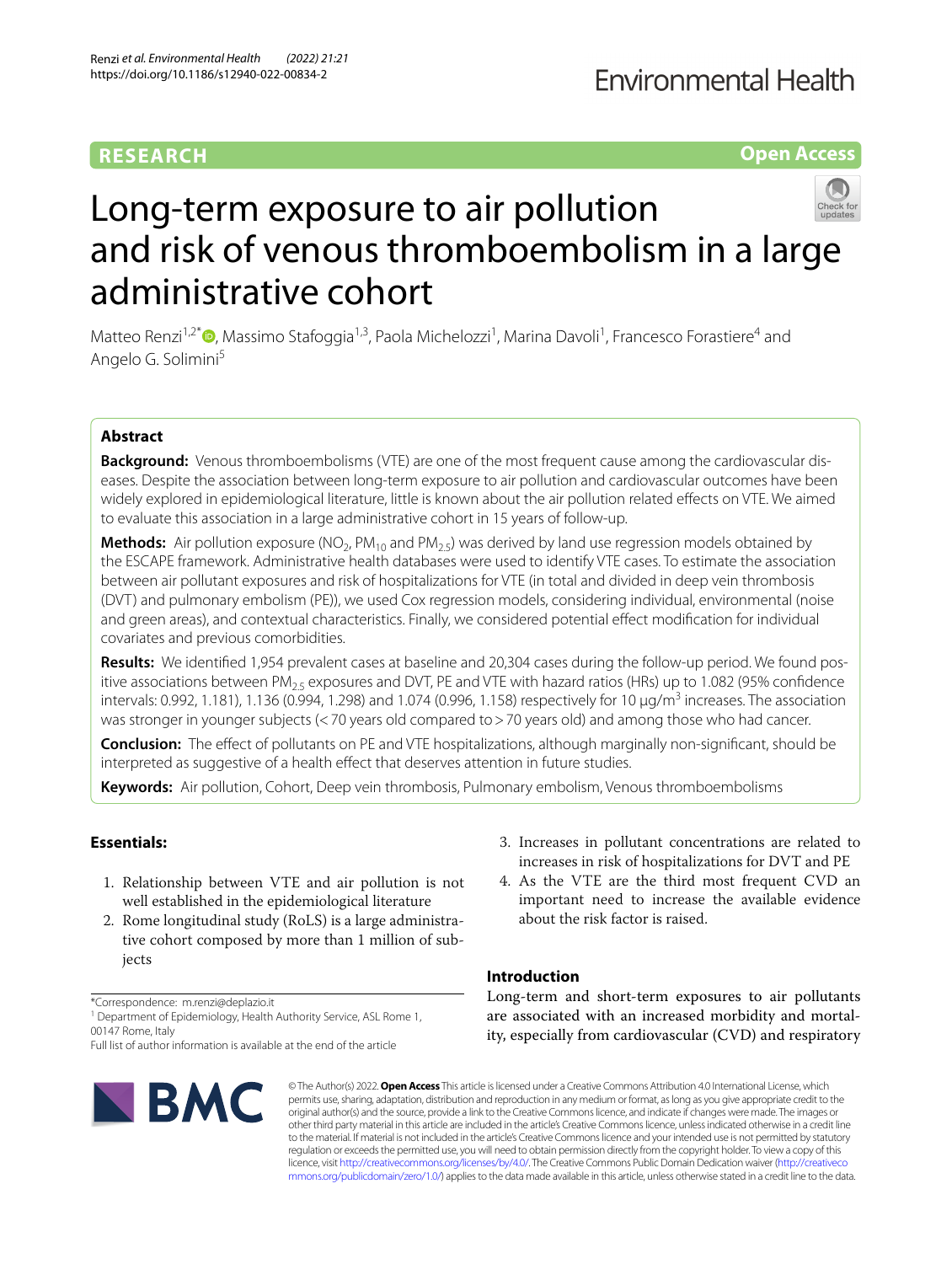RESEARCH

Open Access

# Long-term exposure to air pollution and risk of venous thromboembolism in a large administrative cohort

Matteo Renzi[1,2*], Massimo Stafoggia[1,3], Paola Michelozzi[1], Marina Davoli[1], Francesco Forastiere[4] and Angelo G. Solimini[5]

## Abstract

**Background:** Venous thromboembolisms (VTE) are one of the most frequent cause among the cardiovascular diseases. Despite the association between long-term exposure to air pollution and cardiovascular outcomes have been widely explored in epidemiological literature, little is known about the air pollution related effects on VTE. We aimed to evaluate this association in a large administrative cohort in 15 years of follow-up.

**Methods:** Air pollution exposure ($NO_2$, $PM_{10}$ and $PM_{2.5}$) was derived by land use regression models obtained by the ESCAPE framework. Administrative health databases were used to identify VTE cases. To estimate the association between air pollutant exposures and risk of hospitalizations for VTE (in total and divided in deep vein thrombosis (DVT) and pulmonary embolism (PE)), we used Cox regression models, considering individual, environmental (noise and green areas), and contextual characteristics. Finally, we considered potential effect modification for individual covariates and previous comorbidities.

**Results:** We identified 1,954 prevalent cases at baseline and 20,304 cases during the follow-up period. We found positive associations between $PM_{2.5}$ exposures and DVT, PE and VTE with hazard ratios (HRs) up to 1.082 (95% confidence intervals: 0.992, 1.181), 1.136 (0.994, 1.298) and 1.074 (0.996, 1.158) respectively for 10 μg/m$^3$ increases. The association was stronger in younger subjects (< 70 years old compared to > 70 years old) and among those who had cancer.

**Conclusion:** The effect of pollutants on PE and VTE hospitalizations, although marginally non-significant, should be interpreted as suggestive of a health effect that deserves attention in future studies.

**Keywords:** Air pollution, Cohort, Deep vein thrombosis, Pulmonary embolism, Venous thromboembolisms

## Essentials:

1. Relationship between VTE and air pollution is not well established in the epidemiological literature
2. Rome longitudinal study (RoLS) is a large administrative cohort composed by more than 1 million of subjects
3. Increases in pollutant concentrations are related to increases in risk of hospitalizations for DVT and PE
4. As the VTE are the third most frequent CVD an important need to increase the available evidence about the risk factor is raised.

## Introduction

Long-term and short-term exposures to air pollutants are associated with an increased morbidity and mortality, especially from cardiovascular (CVD) and respiratory

*Correspondence: m.renzi@deplazio.it

[1] Department of Epidemiology, Health Authority Service, ASL Rome 1, 00147 Rome, Italy

Full list of author information is available at the end of the article

© The Author(s) 2022. **Open Access** This article is licensed under a Creative Commons Attribution 4.0 International License, which permits use, sharing, adaptation, distribution and reproduction in any medium or format, as long as you give appropriate credit to the original author(s) and the source, provide a link to the Creative Commons licence, and indicate if changes were made. The images or other third party material in this article are included in the article's Creative Commons licence, unless indicated otherwise in a credit line to the material. If material is not included in the article's Creative Commons licence and your intended use is not permitted by statutory regulation or exceeds the permitted use, you will need to obtain permission directly from the copyright holder. To view a copy of this licence, visit http://creativecommons.org/licenses/by/4.0/. The Creative Commons Public Domain Dedication waiver (http://creativecommons.org/publicdomain/zero/1.0/) applies to the data made available in this article, unless otherwise stated in a credit line to the data.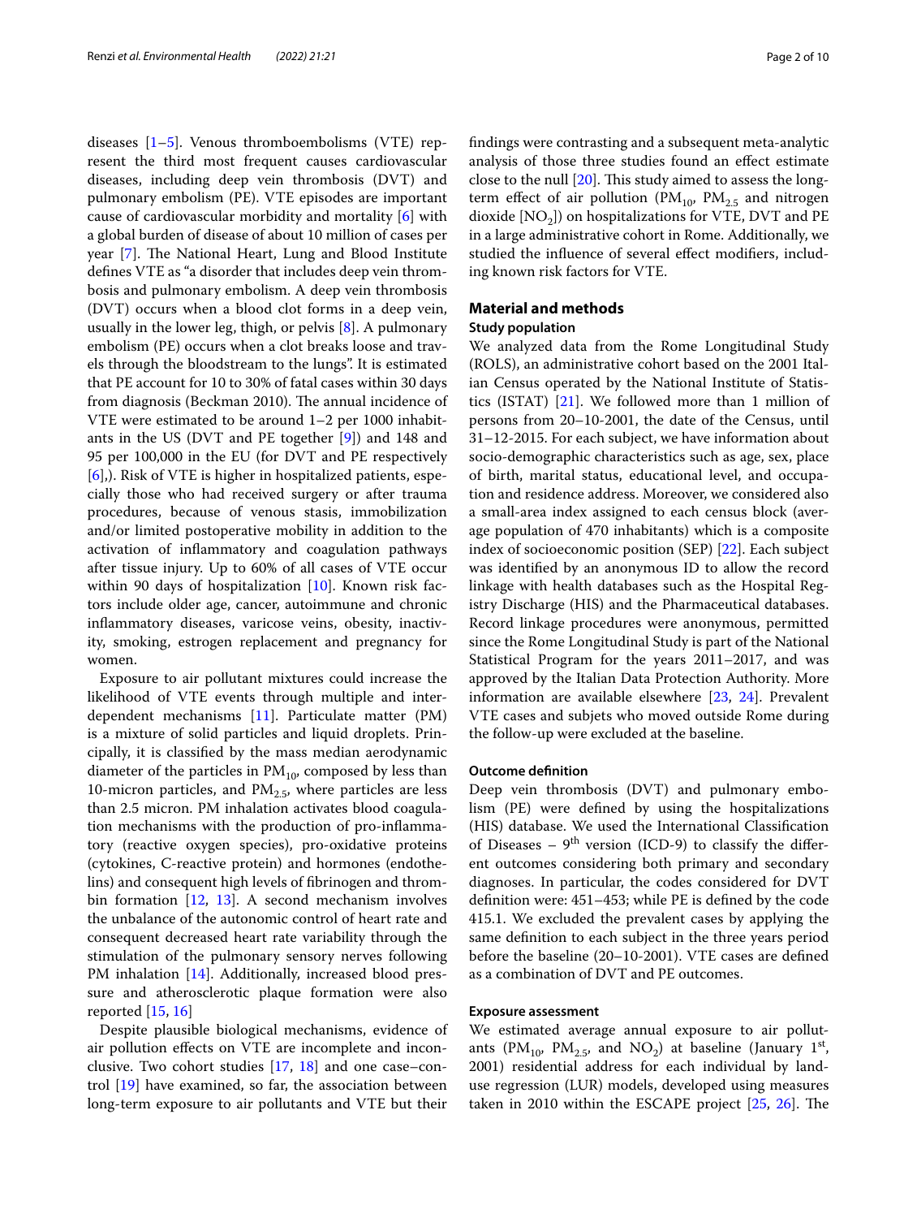diseases [1–5]. Venous thromboembolisms (VTE) represent the third most frequent causes cardiovascular diseases, including deep vein thrombosis (DVT) and pulmonary embolism (PE). VTE episodes are important cause of cardiovascular morbidity and mortality [6] with a global burden of disease of about 10 million of cases per year [7]. The National Heart, Lung and Blood Institute defines VTE as "a disorder that includes deep vein thrombosis and pulmonary embolism. A deep vein thrombosis (DVT) occurs when a blood clot forms in a deep vein, usually in the lower leg, thigh, or pelvis [8]. A pulmonary embolism (PE) occurs when a clot breaks loose and travels through the bloodstream to the lungs". It is estimated that PE account for 10 to 30% of fatal cases within 30 days from diagnosis (Beckman 2010). The annual incidence of VTE were estimated to be around 1–2 per 1000 inhabitants in the US (DVT and PE together [9]) and 148 and 95 per 100,000 in the EU (for DVT and PE respectively [6],). Risk of VTE is higher in hospitalized patients, especially those who had received surgery or after trauma procedures, because of venous stasis, immobilization and/or limited postoperative mobility in addition to the activation of inflammatory and coagulation pathways after tissue injury. Up to 60% of all cases of VTE occur within 90 days of hospitalization [10]. Known risk factors include older age, cancer, autoimmune and chronic inflammatory diseases, varicose veins, obesity, inactivity, smoking, estrogen replacement and pregnancy for women.

Exposure to air pollutant mixtures could increase the likelihood of VTE events through multiple and interdependent mechanisms [11]. Particulate matter (PM) is a mixture of solid particles and liquid droplets. Principally, it is classified by the mass median aerodynamic diameter of the particles in $PM_{10}$, composed by less than 10-micron particles, and $PM_{2.5}$, where particles are less than 2.5 micron. PM inhalation activates blood coagulation mechanisms with the production of pro-inflammatory (reactive oxygen species), pro-oxidative proteins (cytokines, C-reactive protein) and hormones (endothelins) and consequent high levels of fibrinogen and thrombin formation [12, 13]. A second mechanism involves the unbalance of the autonomic control of heart rate and consequent decreased heart rate variability through the stimulation of the pulmonary sensory nerves following PM inhalation [14]. Additionally, increased blood pressure and atherosclerotic plaque formation were also reported [15, 16]

Despite plausible biological mechanisms, evidence of air pollution effects on VTE are incomplete and inconclusive. Two cohort studies [17, 18] and one case–control [19] have examined, so far, the association between long-term exposure to air pollutants and VTE but their findings were contrasting and a subsequent meta-analytic analysis of those three studies found an effect estimate close to the null [20]. This study aimed to assess the long-term effect of air pollution ($PM_{10}$, $PM_{2.5}$ and nitrogen dioxide [$NO_2$]) on hospitalizations for VTE, DVT and PE in a large administrative cohort in Rome. Additionally, we studied the influence of several effect modifiers, including known risk factors for VTE.

## Material and methods

### Study population

We analyzed data from the Rome Longitudinal Study (ROLS), an administrative cohort based on the 2001 Italian Census operated by the National Institute of Statistics (ISTAT) [21]. We followed more than 1 million of persons from 20–10-2001, the date of the Census, until 31–12-2015. For each subject, we have information about socio-demographic characteristics such as age, sex, place of birth, marital status, educational level, and occupation and residence address. Moreover, we considered also a small-area index assigned to each census block (average population of 470 inhabitants) which is a composite index of socioeconomic position (SEP) [22]. Each subject was identified by an anonymous ID to allow the record linkage with health databases such as the Hospital Registry Discharge (HIS) and the Pharmaceutical databases. Record linkage procedures were anonymous, permitted since the Rome Longitudinal Study is part of the National Statistical Program for the years 2011–2017, and was approved by the Italian Data Protection Authority. More information are available elsewhere [23, 24]. Prevalent VTE cases and subjets who moved outside Rome during the follow-up were excluded at the baseline.

### Outcome definition

Deep vein thrombosis (DVT) and pulmonary embolism (PE) were defined by using the hospitalizations (HIS) database. We used the International Classification of Diseases – 9th version (ICD-9) to classify the different outcomes considering both primary and secondary diagnoses. In particular, the codes considered for DVT definition were: 451–453; while PE is defined by the code 415.1. We excluded the prevalent cases by applying the same definition to each subject in the three years period before the baseline (20–10-2001). VTE cases are defined as a combination of DVT and PE outcomes.

### Exposure assessment

We estimated average annual exposure to air pollutants ($PM_{10}$, $PM_{2.5}$, and $NO_2$) at baseline (January 1st, 2001) residential address for each individual by land-use regression (LUR) models, developed using measures taken in 2010 within the ESCAPE project [25, 26]. The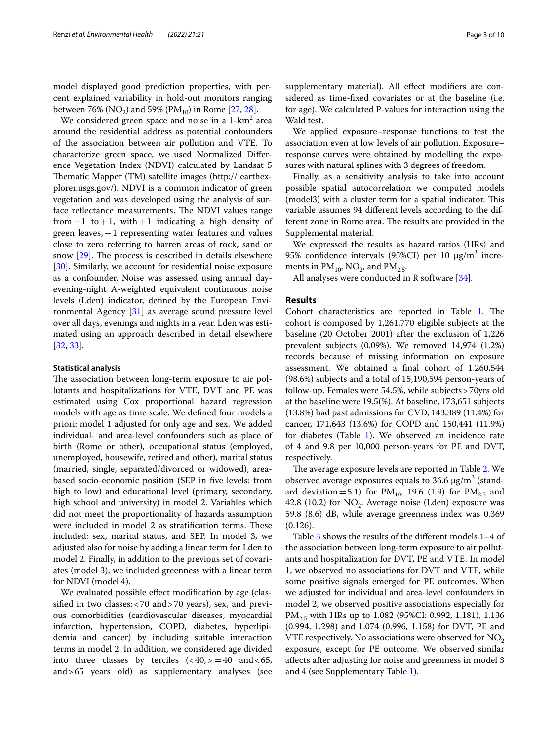model displayed good prediction properties, with percent explained variability in hold-out monitors ranging between 76% ($NO_2$) and 59% ($PM_{10}$) in Rome [27, 28].

We considered green space and noise in a 1-km$^2$ area around the residential address as potential confounders of the association between air pollution and VTE. To characterize green space, we used Normalized Difference Vegetation Index (NDVI) calculated by Landsat 5 Thematic Mapper (TM) satellite images (http://earthexplorer.usgs.gov/). NDVI is a common indicator of green vegetation and was developed using the analysis of surface reflectance measurements. The NDVI values range from −1 to +1, with +1 indicating a high density of green leaves, −1 representing water features and values close to zero referring to barren areas of rock, sand or snow [29]. The process is described in details elsewhere [30]. Similarly, we account for residential noise exposure as a confounder. Noise was assessed using annual day-evening-night A-weighted equivalent continuous noise levels (Lden) indicator, defined by the European Environmental Agency [31] as average sound pressure level over all days, evenings and nights in a year. Lden was estimated using an approach described in detail elsewhere [32, 33].

### Statistical analysis

The association between long-term exposure to air pollutants and hospitalizations for VTE, DVT and PE was estimated using Cox proportional hazard regression models with age as time scale. We defined four models a priori: model 1 adjusted for only age and sex. We added individual- and area-level confounders such as place of birth (Rome or other), occupational status (employed, unemployed, housewife, retired and other), marital status (married, single, separated/divorced or widowed), area-based socio-economic position (SEP in five levels: from high to low) and educational level (primary, secondary, high school and university) in model 2. Variables which did not meet the proportionality of hazards assumption were included in model 2 as stratification terms. These included: sex, marital status, and SEP. In model 3, we adjusted also for noise by adding a linear term for Lden to model 2. Finally, in addition to the previous set of covariates (model 3), we included greenness with a linear term for NDVI (model 4).

We evaluated possible effect modification by age (classified in two classes: <70 and >70 years), sex, and previous comorbidities (cardiovascular diseases, myocardial infarction, hypertension, COPD, diabetes, hyperlipidemia and cancer) by including suitable interaction terms in model 2. In addition, we considered age divided into three classes by terciles (<40, >=40 and <65, and >65 years old) as supplementary analyses (see supplementary material). All effect modifiers are considered as time-fixed covariates or at the baseline (i.e. for age). We calculated P-values for interaction using the Wald test.

We applied exposure–response functions to test the association even at low levels of air pollution. Exposure–response curves were obtained by modelling the exposures with natural splines with 3 degrees of freedom.

Finally, as a sensitivity analysis to take into account possible spatial autocorrelation we computed models (model3) with a cluster term for a spatial indicator. This variable assumes 94 different levels according to the different zone in Rome area. The results are provided in the Supplemental material.

We expressed the results as hazard ratios (HRs) and 95% confidence intervals (95%CI) per 10 μg/m$^3$ increments in $PM_{10}$, $NO_2$, and $PM_{2.5}$.

All analyses were conducted in R software [34].

## Results

Cohort characteristics are reported in Table 1. The cohort is composed by 1,261,770 eligible subjects at the baseline (20 October 2001) after the exclusion of 1,226 prevalent subjects (0.09%). We removed 14,974 (1.2%) records because of missing information on exposure assessment. We obtained a final cohort of 1,260,544 (98.6%) subjects and a total of 15,190,594 person-years of follow-up. Females were 54.5%, while subjects >70yrs old at the baseline were 19.5(%). At baseline, 173,651 subjects (13.8%) had past admissions for CVD, 143,389 (11.4%) for cancer, 171,643 (13.6%) for COPD and 150,441 (11.9%) for diabetes (Table 1). We observed an incidence rate of 4 and 9.8 per 10,000 person-years for PE and DVT, respectively.

The average exposure levels are reported in Table 2. We observed average exposures equals to 36.6 μg/m$^3$ (standard deviation = 5.1) for $PM_{10}$, 19.6 (1.9) for $PM_{2.5}$ and 42.8 (10.2) for $NO_2$. Average noise (Lden) exposure was 59.8 (8.6) dB, while average greenness index was 0.369 (0.126).

Table 3 shows the results of the different models 1–4 of the association between long-term exposure to air pollutants and hospitalization for DVT, PE and VTE. In model 1, we observed no associations for DVT and VTE, while some positive signals emerged for PE outcomes. When we adjusted for individual and area-level confounders in model 2, we observed positive associations especially for $PM_{2.5}$ with HRs up to 1.082 (95%CI: 0.992, 1.181), 1.136 (0.994, 1.298) and 1.074 (0.996, 1.158) for DVT, PE and VTE respectively. No associations were observed for $NO_2$ exposure, except for PE outcome. We observed similar affects after adjusting for noise and greenness in model 3 and 4 (see Supplementary Table 1).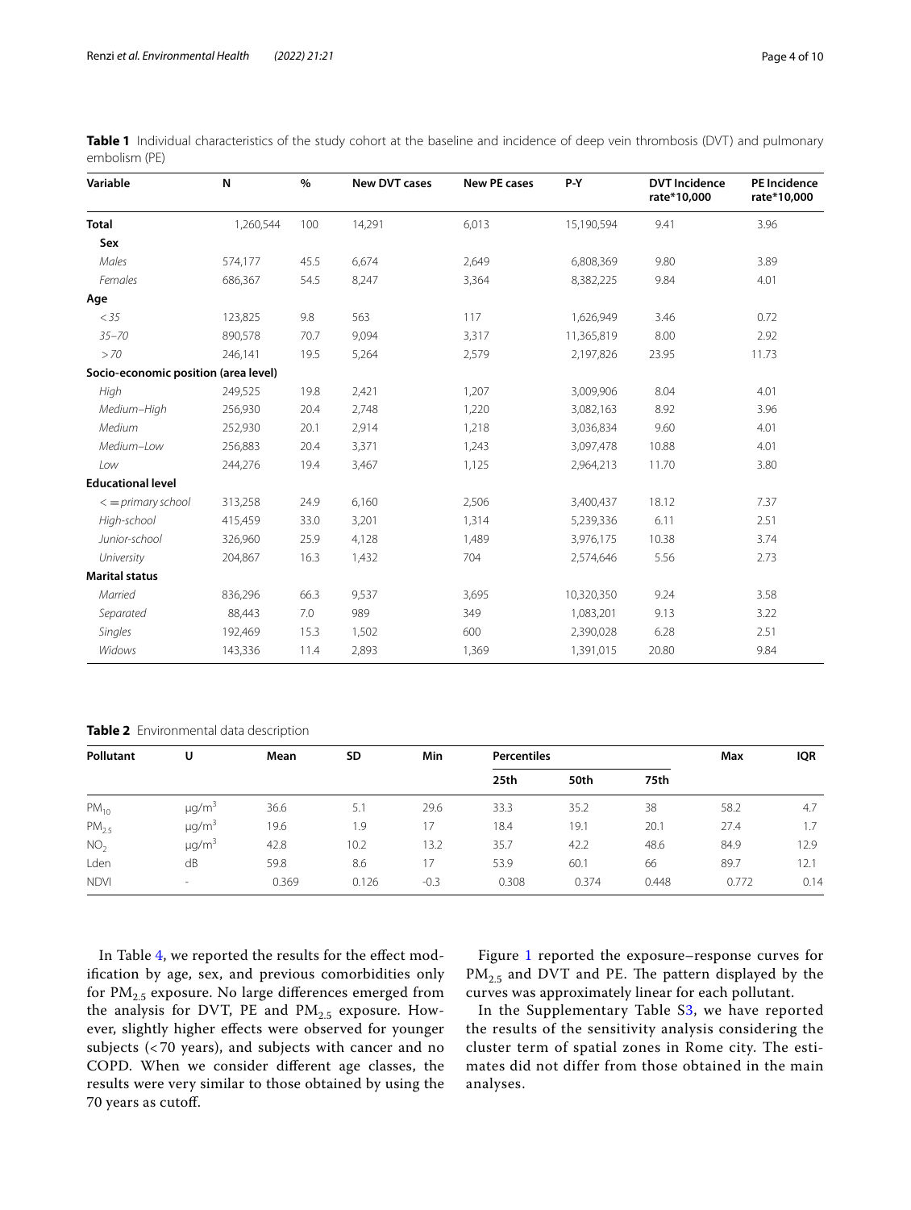**Table 1** Individual characteristics of the study cohort at the baseline and incidence of deep vein thrombosis (DVT) and pulmonary embolism (PE)

| Variable | N | % | New DVT cases | New PE cases | P-Y | DVT Incidence rate*10,000 | PE Incidence rate*10,000 |
|---|---|---|---|---|---|---|---|
| **Total** | 1,260,544 | 100 | 14,291 | 6,013 | 15,190,594 | 9.41 | 3.96 |
| **Sex** | | | | | | | |
| *Males* | 574,177 | 45.5 | 6,674 | 2,649 | 6,808,369 | 9.80 | 3.89 |
| *Females* | 686,367 | 54.5 | 8,247 | 3,364 | 8,382,225 | 9.84 | 4.01 |
| **Age** | | | | | | | |
| *<35* | 123,825 | 9.8 | 563 | 117 | 1,626,949 | 3.46 | 0.72 |
| *35–70* | 890,578 | 70.7 | 9,094 | 3,317 | 11,365,819 | 8.00 | 2.92 |
| *>70* | 246,141 | 19.5 | 5,264 | 2,579 | 2,197,826 | 23.95 | 11.73 |
| **Socio-economic position (area level)** | | | | | | | |
| *High* | 249,525 | 19.8 | 2,421 | 1,207 | 3,009,906 | 8.04 | 4.01 |
| *Medium–High* | 256,930 | 20.4 | 2,748 | 1,220 | 3,082,163 | 8.92 | 3.96 |
| *Medium* | 252,930 | 20.1 | 2,914 | 1,218 | 3,036,834 | 9.60 | 4.01 |
| *Medium–Low* | 256,883 | 20.4 | 3,371 | 1,243 | 3,097,478 | 10.88 | 4.01 |
| *Low* | 244,276 | 19.4 | 3,467 | 1,125 | 2,964,213 | 11.70 | 3.80 |
| **Educational level** | | | | | | | |
| *<=primary school* | 313,258 | 24.9 | 6,160 | 2,506 | 3,400,437 | 18.12 | 7.37 |
| *High-school* | 415,459 | 33.0 | 3,201 | 1,314 | 5,239,336 | 6.11 | 2.51 |
| *Junior-school* | 326,960 | 25.9 | 4,128 | 1,489 | 3,976,175 | 10.38 | 3.74 |
| *University* | 204,867 | 16.3 | 1,432 | 704 | 2,574,646 | 5.56 | 2.73 |
| **Marital status** | | | | | | | |
| *Married* | 836,296 | 66.3 | 9,537 | 3,695 | 10,320,350 | 9.24 | 3.58 |
| *Separated* | 88,443 | 7.0 | 989 | 349 | 1,083,201 | 9.13 | 3.22 |
| *Singles* | 192,469 | 15.3 | 1,502 | 600 | 2,390,028 | 6.28 | 2.51 |
| *Widows* | 143,336 | 11.4 | 2,893 | 1,369 | 1,391,015 | 20.80 | 9.84 |

**Table 2** Environmental data description

| Pollutant | U | Mean | SD | Min | Percentiles | | | Max | IQR |
|---|---|---|---|---|---|---|---|---|---|
| | | | | | 25th | 50th | 75th | | |
| $PM_{10}$ | $\mu g/m^3$ | 36.6 | 5.1 | 29.6 | 33.3 | 35.2 | 38 | 58.2 | 4.7 |
| $PM_{2.5}$ | $\mu g/m^3$ | 19.6 | 1.9 | 17 | 18.4 | 19.1 | 20.1 | 27.4 | 1.7 |
| $NO_2$ | $\mu g/m^3$ | 42.8 | 10.2 | 13.2 | 35.7 | 42.2 | 48.6 | 84.9 | 12.9 |
| Lden | dB | 59.8 | 8.6 | 17 | 53.9 | 60.1 | 66 | 89.7 | 12.1 |
| NDVI | - | 0.369 | 0.126 | -0.3 | 0.308 | 0.374 | 0.448 | 0.772 | 0.14 |

In Table 4, we reported the results for the effect modification by age, sex, and previous comorbidities only for $PM_{2.5}$ exposure. No large differences emerged from the analysis for DVT, PE and $PM_{2.5}$ exposure. However, slightly higher effects were observed for younger subjects (<70 years), and subjects with cancer and no COPD. When we consider different age classes, the results were very similar to those obtained by using the 70 years as cutoff.

Figure 1 reported the exposure–response curves for $PM_{2.5}$ and DVT and PE. The pattern displayed by the curves was approximately linear for each pollutant.

In the Supplementary Table S3, we have reported the results of the sensitivity analysis considering the cluster term of spatial zones in Rome city. The estimates did not differ from those obtained in the main analyses.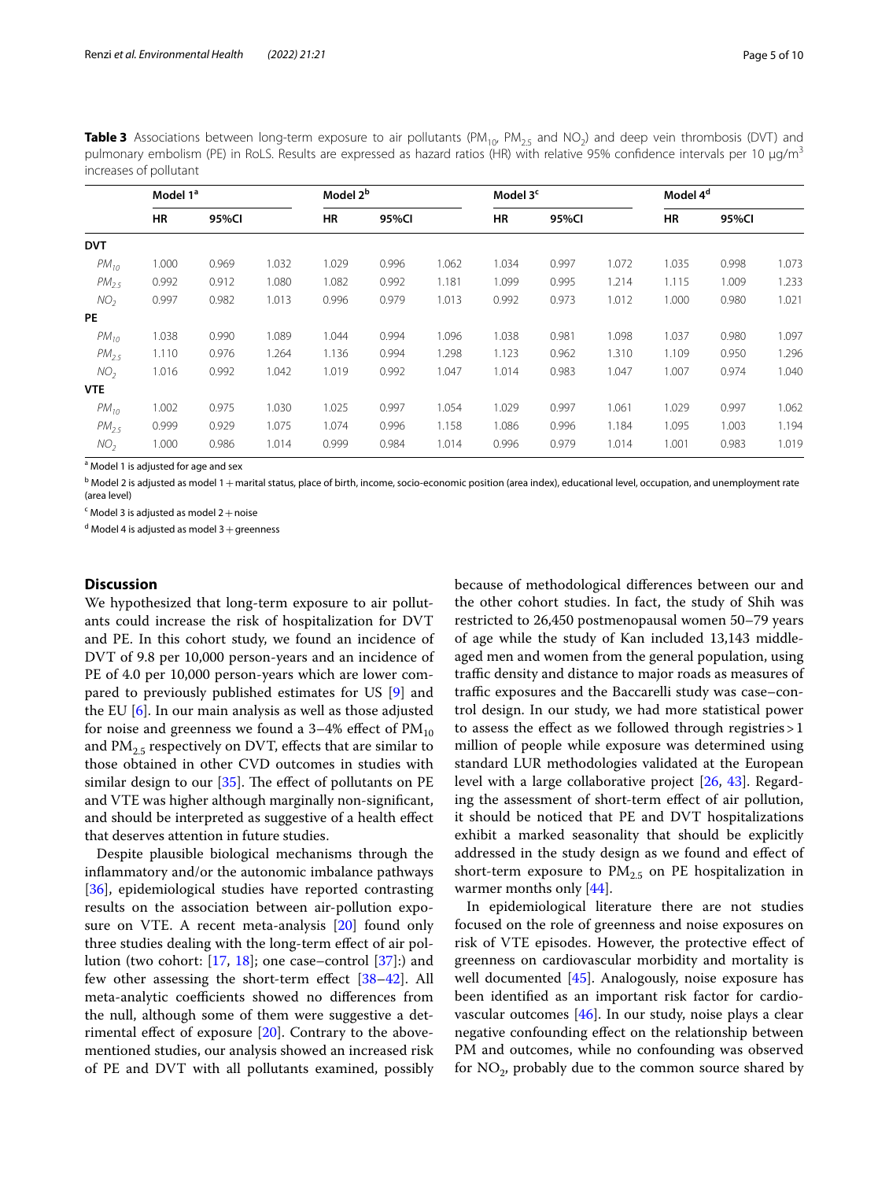**Table 3** Associations between long-term exposure to air pollutants ($PM_{10}$, $PM_{2.5}$ and $NO_2$) and deep vein thrombosis (DVT) and pulmonary embolism (PE) in RoLS. Results are expressed as hazard ratios (HR) with relative 95% confidence intervals per 10 µg/m[3] increases of pollutant

| | Model 1[a] | | | Model 2[b] | | | Model 3[c] | | | Model 4[d] | | |
|---|---|---|---|---|---|---|---|---|---|---|---|---|
| | HR | 95%CI | | HR | 95%CI | | HR | 95%CI | | HR | 95%CI | |
| **DVT** | | | | | | | | | | | | |
| $PM_{10}$ | 1.000 | 0.969 | 1.032 | 1.029 | 0.996 | 1.062 | 1.034 | 0.997 | 1.072 | 1.035 | 0.998 | 1.073 |
| $PM_{2.5}$ | 0.992 | 0.912 | 1.080 | 1.082 | 0.992 | 1.181 | 1.099 | 0.995 | 1.214 | 1.115 | 1.009 | 1.233 |
| $NO_2$ | 0.997 | 0.982 | 1.013 | 0.996 | 0.979 | 1.013 | 0.992 | 0.973 | 1.012 | 1.000 | 0.980 | 1.021 |
| **PE** | | | | | | | | | | | | |
| $PM_{10}$ | 1.038 | 0.990 | 1.089 | 1.044 | 0.994 | 1.096 | 1.038 | 0.981 | 1.098 | 1.037 | 0.980 | 1.097 |
| $PM_{2.5}$ | 1.110 | 0.976 | 1.264 | 1.136 | 0.994 | 1.298 | 1.123 | 0.962 | 1.310 | 1.109 | 0.950 | 1.296 |
| $NO_2$ | 1.016 | 0.992 | 1.042 | 1.019 | 0.992 | 1.047 | 1.014 | 0.983 | 1.047 | 1.007 | 0.974 | 1.040 |
| **VTE** | | | | | | | | | | | | |
| $PM_{10}$ | 1.002 | 0.975 | 1.030 | 1.025 | 0.997 | 1.054 | 1.029 | 0.997 | 1.061 | 1.029 | 0.997 | 1.062 |
| $PM_{2.5}$ | 0.999 | 0.929 | 1.075 | 1.074 | 0.996 | 1.158 | 1.086 | 0.996 | 1.184 | 1.095 | 1.003 | 1.194 |
| $NO_2$ | 1.000 | 0.986 | 1.014 | 0.999 | 0.984 | 1.014 | 0.996 | 0.979 | 1.014 | 1.001 | 0.983 | 1.019 |

[a] Model 1 is adjusted for age and sex

[b] Model 2 is adjusted as model 1 + marital status, place of birth, income, socio-economic position (area index), educational level, occupation, and unemployment rate (area level)

[c] Model 3 is adjusted as model 2 + noise

[d] Model 4 is adjusted as model 3 + greenness

## Discussion

We hypothesized that long-term exposure to air pollutants could increase the risk of hospitalization for DVT and PE. In this cohort study, we found an incidence of DVT of 9.8 per 10,000 person-years and an incidence of PE of 4.0 per 10,000 person-years which are lower compared to previously published estimates for US [9] and the EU [6]. In our main analysis as well as those adjusted for noise and greenness we found a 3–4% effect of $PM_{10}$ and $PM_{2.5}$ respectively on DVT, effects that are similar to those obtained in other CVD outcomes in studies with similar design to our [35]. The effect of pollutants on PE and VTE was higher although marginally non-significant, and should be interpreted as suggestive of a health effect that deserves attention in future studies.

Despite plausible biological mechanisms through the inflammatory and/or the autonomic imbalance pathways [36], epidemiological studies have reported contrasting results on the association between air-pollution exposure on VTE. A recent meta-analysis [20] found only three studies dealing with the long-term effect of air pollution (two cohort: [17, 18]; one case–control [37]:) and few other assessing the short-term effect [38–42]. All meta-analytic coefficients showed no differences from the null, although some of them were suggestive a detrimental effect of exposure [20]. Contrary to the above-mentioned studies, our analysis showed an increased risk of PE and DVT with all pollutants examined, possibly because of methodological differences between our and the other cohort studies. In fact, the study of Shih was restricted to 26,450 postmenopausal women 50–79 years of age while the study of Kan included 13,143 middle-aged men and women from the general population, using traffic density and distance to major roads as measures of traffic exposures and the Baccarelli study was case–control design. In our study, we had more statistical power to assess the effect as we followed through registries > 1 million of people while exposure was determined using standard LUR methodologies validated at the European level with a large collaborative project [26, 43]. Regarding the assessment of short-term effect of air pollution, it should be noticed that PE and DVT hospitalizations exhibit a marked seasonality that should be explicitly addressed in the study design as we found and effect of short-term exposure to $PM_{2.5}$ on PE hospitalization in warmer months only [44].

In epidemiological literature there are not studies focused on the role of greenness and noise exposures on risk of VTE episodes. However, the protective effect of greenness on cardiovascular morbidity and mortality is well documented [45]. Analogously, noise exposure has been identified as an important risk factor for cardiovascular outcomes [46]. In our study, noise plays a clear negative confounding effect on the relationship between PM and outcomes, while no confounding was observed for $NO_2$, probably due to the common source shared by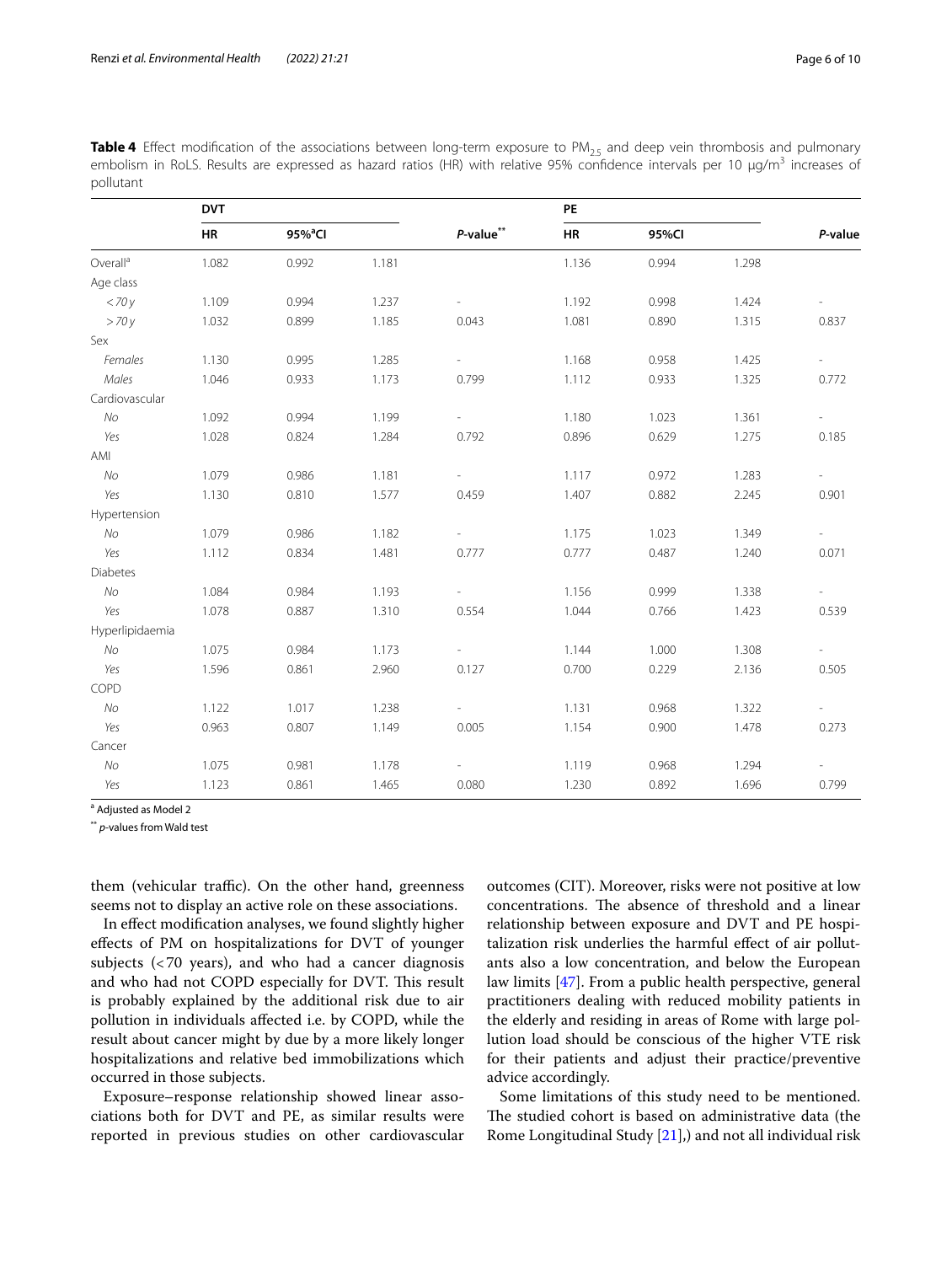**Table 4** Effect modification of the associations between long-term exposure to $PM_{2.5}$ and deep vein thrombosis and pulmonary embolism in RoLS. Results are expressed as hazard ratios (HR) with relative 95% confidence intervals per 10 μg/m$^3$ increases of pollutant

| | DVT | | | | PE | | | |
|---|---|---|---|---|---|---|---|---|
| | HR | 95%[a]CI | | *P*-value[**] | HR | 95%CI | | *P*-value |
| Overall[a] | 1.082 | 0.992 | 1.181 | | 1.136 | 0.994 | 1.298 | |
| Age class | | | | | | | | |
| *<70 y* | 1.109 | 0.994 | 1.237 | - | 1.192 | 0.998 | 1.424 | - |
| *>70 y* | 1.032 | 0.899 | 1.185 | 0.043 | 1.081 | 0.890 | 1.315 | 0.837 |
| Sex | | | | | | | | |
| *Females* | 1.130 | 0.995 | 1.285 | - | 1.168 | 0.958 | 1.425 | - |
| *Males* | 1.046 | 0.933 | 1.173 | 0.799 | 1.112 | 0.933 | 1.325 | 0.772 |
| Cardiovascular | | | | | | | | |
| *No* | 1.092 | 0.994 | 1.199 | - | 1.180 | 1.023 | 1.361 | - |
| *Yes* | 1.028 | 0.824 | 1.284 | 0.792 | 0.896 | 0.629 | 1.275 | 0.185 |
| AMI | | | | | | | | |
| *No* | 1.079 | 0.986 | 1.181 | - | 1.117 | 0.972 | 1.283 | - |
| *Yes* | 1.130 | 0.810 | 1.577 | 0.459 | 1.407 | 0.882 | 2.245 | 0.901 |
| Hypertension | | | | | | | | |
| *No* | 1.079 | 0.986 | 1.182 | - | 1.175 | 1.023 | 1.349 | - |
| *Yes* | 1.112 | 0.834 | 1.481 | 0.777 | 0.777 | 0.487 | 1.240 | 0.071 |
| Diabetes | | | | | | | | |
| *No* | 1.084 | 0.984 | 1.193 | - | 1.156 | 0.999 | 1.338 | - |
| *Yes* | 1.078 | 0.887 | 1.310 | 0.554 | 1.044 | 0.766 | 1.423 | 0.539 |
| Hyperlipidaemia | | | | | | | | |
| *No* | 1.075 | 0.984 | 1.173 | - | 1.144 | 1.000 | 1.308 | - |
| *Yes* | 1.596 | 0.861 | 2.960 | 0.127 | 0.700 | 0.229 | 2.136 | 0.505 |
| COPD | | | | | | | | |
| *No* | 1.122 | 1.017 | 1.238 | - | 1.131 | 0.968 | 1.322 | - |
| *Yes* | 0.963 | 0.807 | 1.149 | 0.005 | 1.154 | 0.900 | 1.478 | 0.273 |
| Cancer | | | | | | | | |
| *No* | 1.075 | 0.981 | 1.178 | - | 1.119 | 0.968 | 1.294 | - |
| *Yes* | 1.123 | 0.861 | 1.465 | 0.080 | 1.230 | 0.892 | 1.696 | 0.799 |

[a] Adjusted as Model 2

[**] *p*-values from Wald test

them (vehicular traffic). On the other hand, greenness seems not to display an active role on these associations.

In effect modification analyses, we found slightly higher effects of PM on hospitalizations for DVT of younger subjects (<70 years), and who had a cancer diagnosis and who had not COPD especially for DVT. This result is probably explained by the additional risk due to air pollution in individuals affected i.e. by COPD, while the result about cancer might by due by a more likely longer hospitalizations and relative bed immobilizations which occurred in those subjects.

Exposure–response relationship showed linear associations both for DVT and PE, as similar results were reported in previous studies on other cardiovascular outcomes (CIT). Moreover, risks were not positive at low concentrations. The absence of threshold and a linear relationship between exposure and DVT and PE hospitalization risk underlies the harmful effect of air pollutants also a low concentration, and below the European law limits [47]. From a public health perspective, general practitioners dealing with reduced mobility patients in the elderly and residing in areas of Rome with large pollution load should be conscious of the higher VTE risk for their patients and adjust their practice/preventive advice accordingly.

Some limitations of this study need to be mentioned. The studied cohort is based on administrative data (the Rome Longitudinal Study [21],) and not all individual risk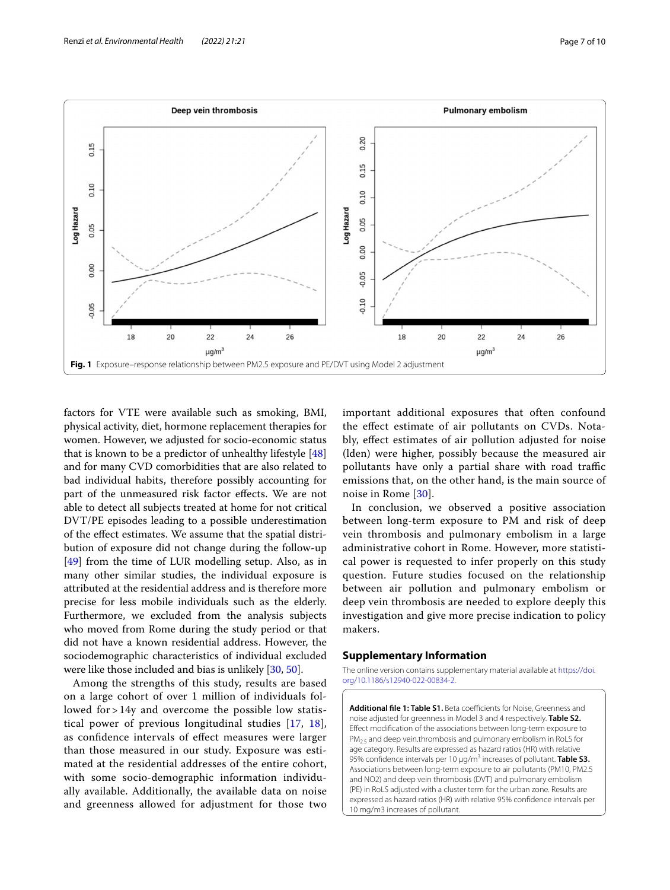Fig. 1 Exposure–response relationship between PM2.5 exposure and PE/DVT using Model 2 adjustment

factors for VTE were available such as smoking, BMI, physical activity, diet, hormone replacement therapies for women. However, we adjusted for socio-economic status that is known to be a predictor of unhealthy lifestyle [48] and for many CVD comorbidities that are also related to bad individual habits, therefore possibly accounting for part of the unmeasured risk factor effects. We are not able to detect all subjects treated at home for not critical DVT/PE episodes leading to a possible underestimation of the effect estimates. We assume that the spatial distribution of exposure did not change during the follow-up [49] from the time of LUR modelling setup. Also, as in many other similar studies, the individual exposure is attributed at the residential address and is therefore more precise for less mobile individuals such as the elderly. Furthermore, we excluded from the analysis subjects who moved from Rome during the study period or that did not have a known residential address. However, the sociodemographic characteristics of individual excluded were like those included and bias is unlikely [30, 50].

Among the strengths of this study, results are based on a large cohort of over 1 million of individuals followed for > 14y and overcome the possible low statistical power of previous longitudinal studies [17, 18], as confidence intervals of effect measures were larger than those measured in our study. Exposure was estimated at the residential addresses of the entire cohort, with some socio-demographic information individually available. Additionally, the available data on noise and greenness allowed for adjustment for those two important additional exposures that often confound the effect estimate of air pollutants on CVDs. Notably, effect estimates of air pollution adjusted for noise (lden) were higher, possibly because the measured air pollutants have only a partial share with road traffic emissions that, on the other hand, is the main source of noise in Rome [30].

In conclusion, we observed a positive association between long-term exposure to PM and risk of deep vein thrombosis and pulmonary embolism in a large administrative cohort in Rome. However, more statistical power is requested to infer properly on this study question. Future studies focused on the relationship between air pollution and pulmonary embolism or deep vein thrombosis are needed to explore deeply this investigation and give more precise indication to policy makers.

## Supplementary Information

The online version contains supplementary material available at https://doi.org/10.1186/s12940-022-00834-2.

**Additional file 1: Table S1.** Beta coefficients for Noise, Greenness and noise adjusted for greenness in Model 3 and 4 respectively. **Table S2.** Effect modification of the associations between long-term exposure to $PM_{2.5}$ and deep vein.thrombosis and pulmonary embolism in RoLS for age category. Results are expressed as hazard ratios (HR) with relative 95% confidence intervals per 10 μg/m$^3$ increases of pollutant. **Table S3.** Associations between long-term exposure to air pollutants (PM10, PM2.5 and NO2) and deep vein thrombosis (DVT) and pulmonary embolism (PE) in RoLS adjusted with a cluster term for the urban zone. Results are expressed as hazard ratios (HR) with relative 95% confidence intervals per 10 mg/m3 increases of pollutant.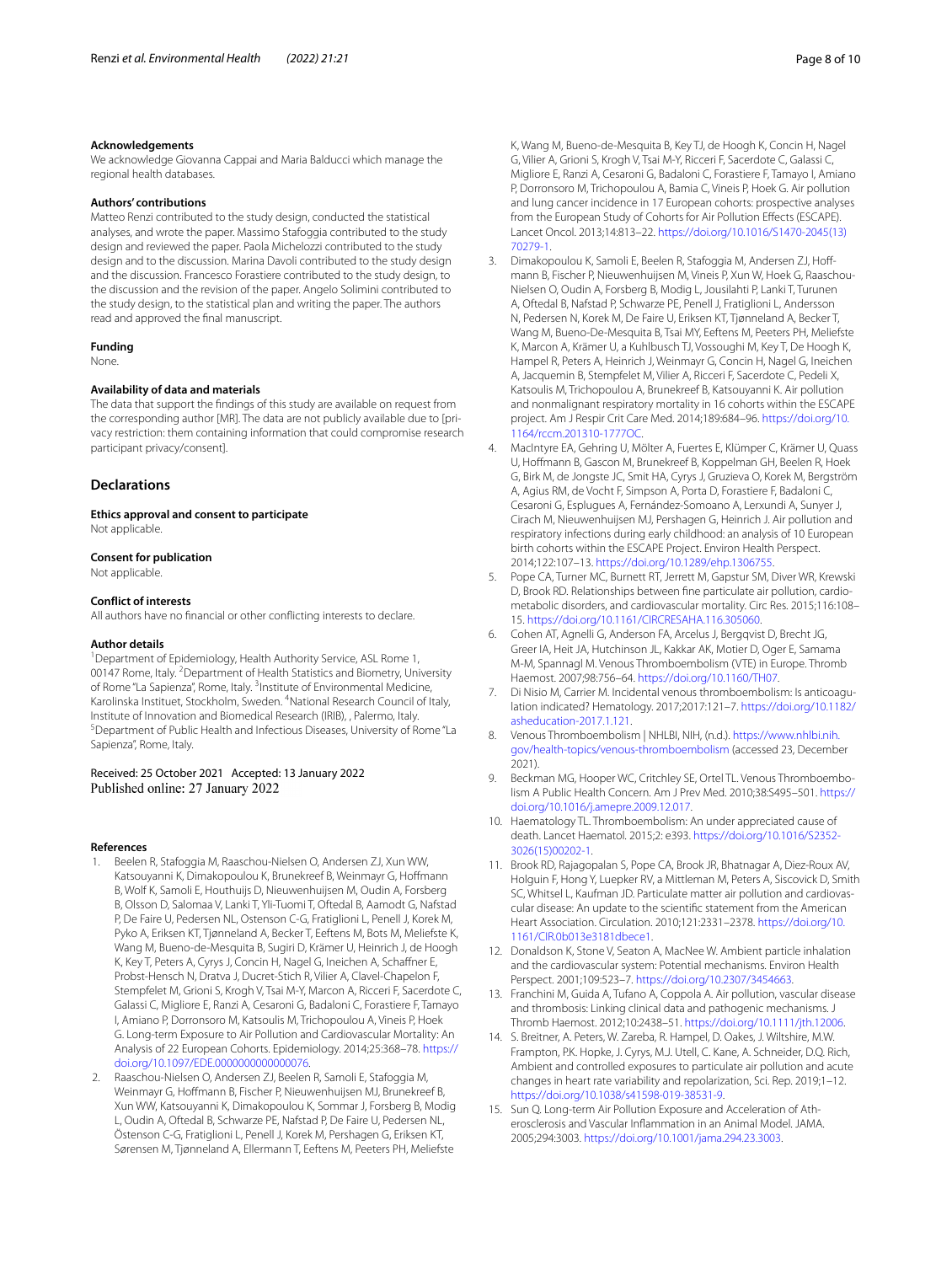#### Acknowledgements

We acknowledge Giovanna Cappai and Maria Balducci which manage the regional health databases.

#### Authors' contributions

Matteo Renzi contributed to the study design, conducted the statistical analyses, and wrote the paper. Massimo Stafoggia contributed to the study design and reviewed the paper. Paola Michelozzi contributed to the study design and to the discussion. Marina Davoli contributed to the study design and the discussion. Francesco Forastiere contributed to the study design, to the discussion and the revision of the paper. Angelo Solimini contributed to the study design, to the statistical plan and writing the paper. The authors read and approved the final manuscript.

#### Funding

None.

#### Availability of data and materials

The data that support the findings of this study are available on request from the corresponding author [MR]. The data are not publicly available due to [privacy restriction: them containing information that could compromise research participant privacy/consent].

## Declarations

#### Ethics approval and consent to participate

Not applicable.

#### Consent for publication

Not applicable.

#### Conflict of interests

All authors have no financial or other conflicting interests to declare.

#### Author details

[1]Department of Epidemiology, Health Authority Service, ASL Rome 1, 00147 Rome, Italy. [2]Department of Health Statistics and Biometry, University of Rome "La Sapienza", Rome, Italy. [3]Institute of Environmental Medicine, Karolinska Institute, Stockholm, Sweden. [4]National Research Council of Italy, Institute of Innovation and Biomedical Research (IRIB), , Palermo, Italy. [5]Department of Public Health and Infectious Diseases, University of Rome "La Sapienza", Rome, Italy.

Received: 25 October 2021 Accepted: 13 January 2022
Published online: 27 January 2022

#### References

1. Beelen R, Stafoggia M, Raaschou-Nielsen O, Andersen ZJ, Xun WW, Katsouyanni K, Dimakopoulou K, Brunekreef B, Weinmayr G, Hoffmann B, Wolf K, Samoli E, Houthuijs D, Nieuwenhuijsen M, Oudin A, Forsberg B, Olsson D, Salomaa V, Lanki T, Yli-Tuomi T, Oftedal B, Aamodt G, Nafstad P, De Faire U, Pedersen NL, Ostenson C-G, Fratiglioni L, Penell J, Korek M, Pyko A, Eriksen KT, Tjønneland A, Becker T, Eeftens M, Bots M, Meliefste K, Wang M, Bueno-de-Mesquita B, Sugiri D, Krämer U, Heinrich J, de Hoogh K, Key T, Peters A, Cyrys J, Concin H, Nagel G, Ineichen A, Schaffner E, Probst-Hensch N, Dratva J, Ducret-Stich R, Vilier A, Clavel-Chapelon F, Stempfelet M, Grioni S, Krogh V, Tsai M-Y, Marcon A, Ricceri F, Sacerdote C, Galassi C, Migliore E, Ranzi A, Cesaroni G, Badaloni C, Forastiere F, Tamayo I, Amiano P, Dorronsoro M, Katsoulis M, Trichopoulou A, Vineis P, Hoek G. Long-term Exposure to Air Pollution and Cardiovascular Mortality: An Analysis of 22 European Cohorts. Epidemiology. 2014;25:368–78. https://doi.org/10.1097/EDE.0000000000000076.
2. Raaschou-Nielsen O, Andersen ZJ, Beelen R, Samoli E, Stafoggia M, Weinmayr G, Hoffmann B, Fischer P, Nieuwenhuijsen MJ, Brunekreef B, Xun WW, Katsouyanni K, Dimakopoulou K, Sommar J, Forsberg B, Modig L, Oudin A, Oftedal B, Schwarze PE, Nafstad P, De Faire U, Pedersen NL, Östenson C-G, Fratiglioni L, Penell J, Korek M, Pershagen G, Eriksen KT, Sørensen M, Tjønneland A, Ellermann T, Eeftens M, Peeters PH, Meliefste K, Wang M, Bueno-de-Mesquita B, Key TJ, de Hoogh K, Concin H, Nagel G, Vilier A, Grioni S, Krogh V, Tsai M-Y, Ricceri F, Sacerdote C, Galassi C, Migliore E, Ranzi A, Cesaroni G, Badaloni C, Forastiere F, Tamayo I, Amiano P, Dorronsoro M, Trichopoulou A, Bamia C, Vineis P, Hoek G. Air pollution and lung cancer incidence in 17 European cohorts: prospective analyses from the European Study of Cohorts for Air Pollution Effects (ESCAPE). Lancet Oncol. 2013;14:813–22. https://doi.org/10.1016/S1470-2045(13)70279-1.
3. Dimakopoulou K, Samoli E, Beelen R, Stafoggia M, Andersen ZJ, Hoffmann B, Fischer P, Nieuwenhuijsen M, Vineis P, Xun W, Hoek G, Raaschou-Nielsen O, Oudin A, Forsberg B, Modig L, Jousilahti P, Lanki T, Turunen A, Oftedal B, Nafstad P, Schwarze PE, Penell J, Fratiglioni L, Andersson N, Pedersen N, Korek M, De Faire U, Eriksen KT, Tjønneland A, Becker T, Wang M, Bueno-De-Mesquita B, Tsai MY, Eeftens M, Peeters PH, Meliefste K, Marcon A, Krämer U, a Kuhlbusch TJ, Vossoughi M, Key T, De Hoogh K, Hampel R, Peters A, Heinrich J, Weinmayr G, Concin H, Nagel G, Ineichen A, Jacquemin B, Stempfelet M, Vilier A, Ricceri F, Sacerdote C, Pedeli X, Katsoulis M, Trichopoulou A, Brunekreef B, Katsouyanni K. Air pollution and nonmalignant respiratory mortality in 16 cohorts within the ESCAPE project. Am J Respir Crit Care Med. 2014;189:684–96. https://doi.org/10.1164/rccm.201310-1777OC.
4. MacIntyre EA, Gehring U, Mölter A, Fuertes E, Klümper C, Krämer U, Quass U, Hoffmann B, Gascon M, Brunekreef B, Koppelman GH, Beelen R, Hoek G, Birk M, de Jongste JC, Smit HA, Cyrys J, Gruzieva O, Korek M, Bergström A, Agius RM, de Vocht F, Simpson A, Porta D, Forastiere F, Badaloni C, Cesaroni G, Esplugues A, Fernández-Somoano A, Lerxundi A, Sunyer J, Cirach M, Nieuwenhuijsen MJ, Pershagen G, Heinrich J. Air pollution and respiratory infections during early childhood: an analysis of 10 European birth cohorts within the ESCAPE Project. Environ Health Perspect. 2014;122:107–13. https://doi.org/10.1289/ehp.1306755.
5. Pope CA, Turner MC, Burnett RT, Jerrett M, Gapstur SM, Diver WR, Krewski D, Brook RD. Relationships between fine particulate air pollution, cardiometabolic disorders, and cardiovascular mortality. Circ Res. 2015;116:108–15. https://doi.org/10.1161/CIRCRESAHA.116.305060.
6. Cohen AT, Agnelli G, Anderson FA, Arcelus J, Bergqvist D, Brecht JG, Greer IA, Heit JA, Hutchinson JL, Kakkar AK, Motier D, Oger E, Samama M-M, Spannagl M. Venous Thromboembolism (VTE) in Europe. Thromb Haemost. 2007;98:756–64. https://doi.org/10.1160/TH07.
7. Di Nisio M, Carrier M. Incidental venous thromboembolism: Is anticoagulation indicated? Hematology. 2017;2017:121–7. https://doi.org/10.1182/asheducation-2017.1.121.
8. Venous Thromboembolism | NHLBI, NIH, (n.d.). https://www.nhlbi.nih.gov/health-topics/venous-thromboembolism (accessed 23, December 2021).
9. Beckman MG, Hooper WC, Critchley SE, Ortel TL. Venous Thromboembolism A Public Health Concern. Am J Prev Med. 2010;38:S495–501. https://doi.org/10.1016/j.amepre.2009.12.017.
10. Haematology TL. Thromboembolism: An under appreciated cause of death. Lancet Haematol. 2015;2: e393. https://doi.org/10.1016/S2352-3026(15)00202-1.
11. Brook RD, Rajagopalan S, Pope CA, Brook JR, Bhatnagar A, Diez-Roux AV, Holguin F, Hong Y, Luepker RV, a Mittleman M, Peters A, Siscovick D, Smith SC, Whitsel L, Kaufman JD. Particulate matter air pollution and cardiovascular disease: An update to the scientific statement from the American Heart Association. Circulation. 2010;121:2331–2378. https://doi.org/10.1161/CIR.0b013e3181dbece1.
12. Donaldson K, Stone V, Seaton A, MacNee W. Ambient particle inhalation and the cardiovascular system: Potential mechanisms. Environ Health Perspect. 2001;109:523–7. https://doi.org/10.2307/3454663.
13. Franchini M, Guida A, Tufano A, Coppola A. Air pollution, vascular disease and thrombosis: Linking clinical data and pathogenic mechanisms. J Thromb Haemost. 2012;10:2438–51. https://doi.org/10.1111/jth.12006.
14. S. Breitner, A. Peters, W. Zareba, R. Hampel, D. Oakes, J. Wiltshire, M.W. Frampton, P.K. Hopke, J. Cyrys, M.J. Utell, C. Kane, A. Schneider, D.Q. Rich, Ambient and controlled exposures to particulate air pollution and acute changes in heart rate variability and repolarization, Sci. Rep. 2019;1–12. https://doi.org/10.1038/s41598-019-38531-9.
15. Sun Q. Long-term Air Pollution Exposure and Acceleration of Atherosclerosis and Vascular Inflammation in an Animal Model. JAMA. 2005;294:3003. https://doi.org/10.1001/jama.294.23.3003.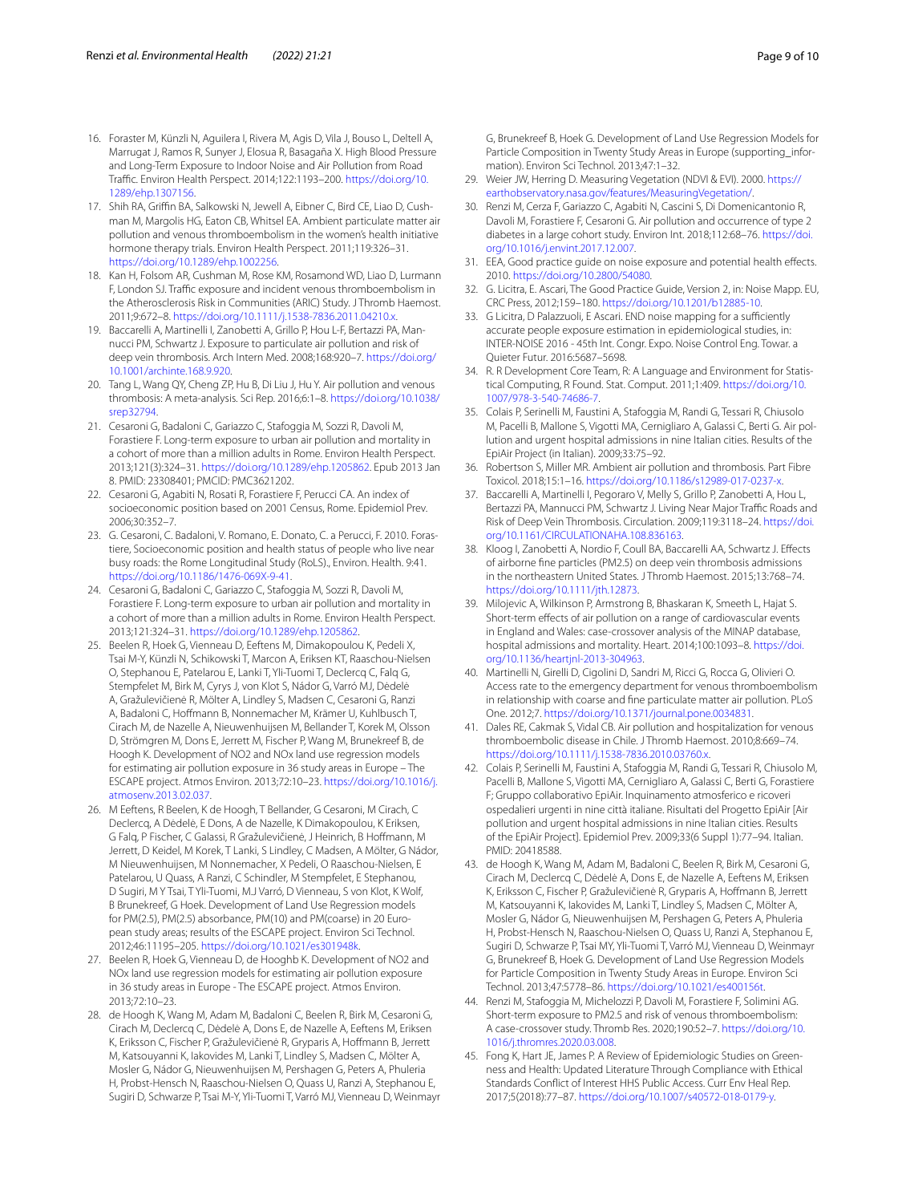16. Foraster M, Künzli N, Aguilera I, Rivera M, Agis D, Vila J, Bouso L, Deltell A, Marrugat J, Ramos R, Sunyer J, Elosua R, Basagaña X. High Blood Pressure and Long-Term Exposure to Indoor Noise and Air Pollution from Road Traffic. Environ Health Perspect. 2014;122:1193–200. https://doi.org/10.1289/ehp.1307156.
17. Shih RA, Griffin BA, Salkowski N, Jewell A, Eibner C, Bird CE, Liao D, Cushman M, Margolis HG, Eaton CB, Whitsel EA. Ambient particulate matter air pollution and venous thromboembolism in the women's health initiative hormone therapy trials. Environ Health Perspect. 2011;119:326–31. https://doi.org/10.1289/ehp.1002256.
18. Kan H, Folsom AR, Cushman M, Rose KM, Rosamond WD, Liao D, Lurmann F, London SJ. Traffic exposure and incident venous thromboembolism in the Atherosclerosis Risk in Communities (ARIC) Study. J Thromb Haemost. 2011;9:672–8. https://doi.org/10.1111/j.1538-7836.2011.04210.x.
19. Baccarelli A, Martinelli I, Zanobetti A, Grillo P, Hou L-F, Bertazzi PA, Mannucci PM, Schwartz J. Exposure to particulate air pollution and risk of deep vein thrombosis. Arch Intern Med. 2008;168:920–7. https://doi.org/10.1001/archinte.168.9.920.
20. Tang L, Wang QY, Cheng ZP, Hu B, Di Liu J, Hu Y. Air pollution and venous thrombosis: A meta-analysis. Sci Rep. 2016;6:1–8. https://doi.org/10.1038/srep32794.
21. Cesaroni G, Badaloni C, Gariazzo C, Stafoggia M, Sozzi R, Davoli M, Forastiere F. Long-term exposure to urban air pollution and mortality in a cohort of more than a million adults in Rome. Environ Health Perspect. 2013;121(3):324–31. https://doi.org/10.1289/ehp.1205862. Epub 2013 Jan 8. PMID: 23308401; PMCID: PMC3621202.
22. Cesaroni G, Agabiti N, Rosati R, Forastiere F, Perucci CA. An index of socioeconomic position based on 2001 Census, Rome. Epidemiol Prev. 2006;30:352–7.
23. G. Cesaroni, C. Badaloni, V. Romano, E. Donato, C. a Perucci, F. 2010. Forastiere, Socioeconomic position and health status of people who live near busy roads: the Rome Longitudinal Study (RoLS)., Environ. Health. 9:41. https://doi.org/10.1186/1476-069X-9-41.
24. Cesaroni G, Badaloni C, Gariazzo C, Stafoggia M, Sozzi R, Davoli M, Forastiere F. Long-term exposure to urban air pollution and mortality in a cohort of more than a million adults in Rome. Environ Health Perspect. 2013;121:324–31. https://doi.org/10.1289/ehp.1205862.
25. Beelen R, Hoek G, Vienneau D, Eeftens M, Dimakopoulou K, Pedeli X, Tsai M-Y, Künzli N, Schikowski T, Marcon A, Eriksen KT, Raaschou-Nielsen O, Stephanou E, Patelarou E, Lanki T, Yli-Tuomi T, Declercq C, Falq G, Stempfelet M, Birk M, Cyrys J, von Klot S, Nádor G, Varró MJ, Dėdelė A, Gražulevičienė R, Mölter A, Lindley S, Madsen C, Cesaroni G, Ranzi A, Badaloni C, Hoffmann B, Nonnemacher M, Krämer U, Kuhlbusch T, Cirach M, de Nazelle A, Nieuwenhuijsen M, Bellander T, Korek M, Olsson D, Strömgren M, Dons E, Jerrett M, Fischer P, Wang M, Brunekreef B, de Hoogh K. Development of NO2 and NOx land use regression models for estimating air pollution exposure in 36 study areas in Europe – The ESCAPE project. Atmos Environ. 2013;72:10–23. https://doi.org/10.1016/j.atmosenv.2013.02.037.
26. M Eeftens, R Beelen, K de Hoogh, T Bellander, G Cesaroni, M Cirach, C Declercq, A Dėdelė, E Dons, A de Nazelle, K Dimakopoulou, K Eriksen, G Falq, P Fischer, C Galassi, R Gražulevičienė, J Heinrich, B Hoffmann, M Jerrett, D Keidel, M Korek, T Lanki, S Lindley, C Madsen, A Mölter, G Nádor, M Nieuwenhuijsen, M Nonnemacher, X Pedeli, O Raaschou-Nielsen, E Patelarou, U Quass, A Ranzi, C Schindler, M Stempfelet, E Stephanou, D Sugiri, M Y Tsai, T Yli-Tuomi, M.J Varró, D Vienneau, S von Klot, K Wolf, B Brunekreef, G Hoek. Development of Land Use Regression models for PM(2.5), PM(2.5) absorbance, PM(10) and PM(coarse) in 20 European study areas; results of the ESCAPE project. Environ Sci Technol. 2012;46:11195–205. https://doi.org/10.1021/es301948k.
27. Beelen R, Hoek G, Vienneau D, de Hooghb K. Development of NO2 and NOx land use regression models for estimating air pollution exposure in 36 study areas in Europe - The ESCAPE project. Atmos Environ. 2013;72:10–23.
28. de Hoogh K, Wang M, Adam M, Badaloni C, Beelen R, Birk M, Cesaroni G, Cirach M, Declercq C, Dėdelė A, Dons E, de Nazelle A, Eeftens M, Eriksen K, Eriksson C, Fischer P, Gražulevičienė R, Gryparis A, Hoffmann B, Jerrett M, Katsouyanni K, Iakovides M, Lanki T, Lindley S, Madsen C, Mölter A, Mosler G, Nádor G, Nieuwenhuijsen M, Pershagen G, Peters A, Phuleria H, Probst-Hensch N, Raaschou-Nielsen O, Quass U, Ranzi A, Stephanou E, Sugiri D, Schwarze P, Tsai M-Y, Yli-Tuomi T, Varró MJ, Vienneau D, Weinmayr G, Brunekreef B, Hoek G. Development of Land Use Regression Models for Particle Composition in Twenty Study Areas in Europe (supporting_information). Environ Sci Technol. 2013;47:1–32.
29. Weier JW, Herring D. Measuring Vegetation (NDVI & EVI). 2000. https://earthobservatory.nasa.gov/features/MeasuringVegetation/.
30. Renzi M, Cerza F, Gariazzo C, Agabiti N, Cascini S, Di Domenicantonio R, Davoli M, Forastiere F, Cesaroni G. Air pollution and occurrence of type 2 diabetes in a large cohort study. Environ Int. 2018;112:68–76. https://doi.org/10.1016/j.envint.2017.12.007.
31. EEA, Good practice guide on noise exposure and potential health effects. 2010. https://doi.org/10.2800/54080.
32. G. Licitra, E. Ascari, The Good Practice Guide, Version 2, in: Noise Mapp. EU, CRC Press, 2012;159–180. https://doi.org/10.1201/b12885-10.
33. G Licitra, D Palazzuoli, E Ascari. END noise mapping for a sufficiently accurate people exposure estimation in epidemiological studies, in: INTER-NOISE 2016 - 45th Int. Congr. Expo. Noise Control Eng. Towar. a Quieter Futur. 2016:5687–5698.
34. R. R Development Core Team, R: A Language and Environment for Statistical Computing, R Found. Stat. Comput. 2011;1:409. https://doi.org/10.1007/978-3-540-74686-7.
35. Colais P, Serinelli M, Faustini A, Stafoggia M, Randi G, Tessari R, Chiusolo M, Pacelli B, Mallone S, Vigotti MA, Cernigliaro A, Galassi C, Berti G. Air pollution and urgent hospital admissions in nine Italian cities. Results of the EpiAir Project (in Italian). 2009;33:75–92.
36. Robertson S, Miller MR. Ambient air pollution and thrombosis. Part Fibre Toxicol. 2018;15:1–16. https://doi.org/10.1186/s12989-017-0237-x.
37. Baccarelli A, Martinelli I, Pegoraro V, Melly S, Grillo P, Zanobetti A, Hou L, Bertazzi PA, Mannucci PM, Schwartz J. Living Near Major Traffic Roads and Risk of Deep Vein Thrombosis. Circulation. 2009;119:3118–24. https://doi.org/10.1161/CIRCULATIONAHA.108.836163.
38. Kloog I, Zanobetti A, Nordio F, Coull BA, Baccarelli AA, Schwartz J. Effects of airborne fine particles (PM2.5) on deep vein thrombosis admissions in the northeastern United States. J Thromb Haemost. 2015;13:768–74. https://doi.org/10.1111/jth.12873.
39. Milojevic A, Wilkinson P, Armstrong B, Bhaskaran K, Smeeth L, Hajat S. Short-term effects of air pollution on a range of cardiovascular events in England and Wales: case-crossover analysis of the MINAP database, hospital admissions and mortality. Heart. 2014;100:1093–8. https://doi.org/10.1136/heartjnl-2013-304963.
40. Martinelli N, Girelli D, Cigolini D, Sandri M, Ricci G, Rocca G, Olivieri O. Access rate to the emergency department for venous thromboembolism in relationship with coarse and fine particulate matter air pollution. PLoS One. 2012;7. https://doi.org/10.1371/journal.pone.0034831.
41. Dales RE, Cakmak S, Vidal CB. Air pollution and hospitalization for venous thromboembolic disease in Chile. J Thromb Haemost. 2010;8:669–74. https://doi.org/10.1111/j.1538-7836.2010.03760.x.
42. Colais P, Serinelli M, Faustini A, Stafoggia M, Randi G, Tessari R, Chiusolo M, Pacelli B, Mallone S, Vigotti MA, Cernigliaro A, Galassi C, Berti G, Forastiere F; Gruppo collaborativo EpiAir. Inquinamento atmosferico e ricoveri ospedalieri urgenti in nine città italiane. Risultati del Progetto EpiAir [Air pollution and urgent hospital admissions in nine Italian cities. Results of the EpiAir Project]. Epidemiol Prev. 2009;33(6 Suppl 1):77–94. Italian. PMID: 20418588.
43. de Hoogh K, Wang M, Adam M, Badaloni C, Beelen R, Birk M, Cesaroni G, Cirach M, Declercq C, Dėdelė A, Dons E, de Nazelle A, Eeftens M, Eriksen K, Eriksson C, Fischer P, Gražulevičienė R, Gryparis A, Hoffmann B, Jerrett M, Katsouyanni K, Iakovides M, Lanki T, Lindley S, Madsen C, Mölter A, Mosler G, Nádor G, Nieuwenhuijsen M, Pershagen G, Peters A, Phuleria H, Probst-Hensch N, Raaschou-Nielsen O, Quass U, Ranzi A, Stephanou E, Sugiri D, Schwarze P, Tsai MY, Yli-Tuomi T, Varró MJ, Vienneau D, Weinmayr G, Brunekreef B, Hoek G. Development of Land Use Regression Models for Particle Composition in Twenty Study Areas in Europe. Environ Sci Technol. 2013;47:5778–86. https://doi.org/10.1021/es400156t.
44. Renzi M, Stafoggia M, Michelozzi P, Davoli M, Forastiere F, Solimini AG. Short-term exposure to PM2.5 and risk of venous thromboembolism: A case-crossover study. Thromb Res. 2020;190:52–7. https://doi.org/10.1016/j.thromres.2020.03.008.
45. Fong K, Hart JE, James P. A Review of Epidemiologic Studies on Greenness and Health: Updated Literature Through Compliance with Ethical Standards Conflict of Interest HHS Public Access. Curr Env Heal Rep. 2017;5(2018):77–87. https://doi.org/10.1007/s40572-018-0179-y.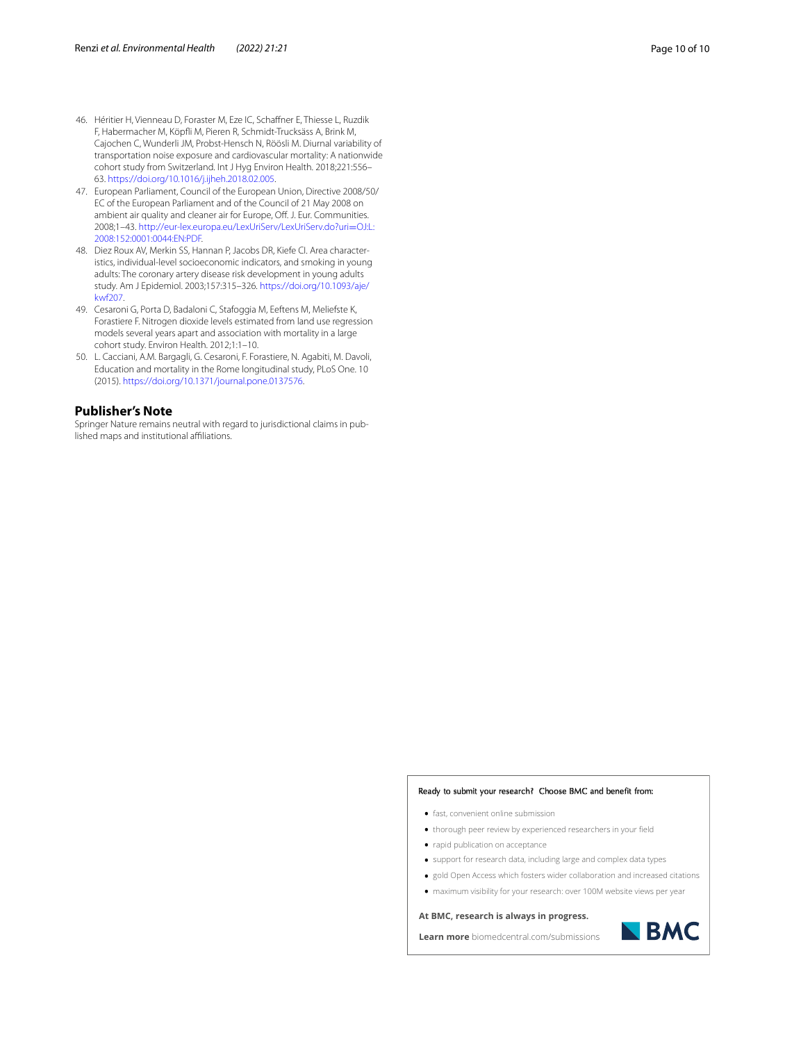46. Héritier H, Vienneau D, Foraster M, Eze IC, Schaffner E, Thiesse L, Ruzdik F, Habermacher M, Köpfli M, Pieren R, Schmidt-Trucksäss A, Brink M, Cajochen C, Wunderli JM, Probst-Hensch N, Röösli M. Diurnal variability of transportation noise exposure and cardiovascular mortality: A nationwide cohort study from Switzerland. Int J Hyg Environ Health. 2018;221:556–63. https://doi.org/10.1016/j.ijheh.2018.02.005.
47. European Parliament, Council of the European Union, Directive 2008/50/EC of the European Parliament and of the Council of 21 May 2008 on ambient air quality and cleaner air for Europe, Off. J. Eur. Communities. 2008;1–43. http://eur-lex.europa.eu/LexUriServ/LexUriServ.do?uri=OJ:L:2008:152:0001:0044:EN:PDF.
48. Diez Roux AV, Merkin SS, Hannan P, Jacobs DR, Kiefe CI. Area characteristics, individual-level socioeconomic indicators, and smoking in young adults: The coronary artery disease risk development in young adults study. Am J Epidemiol. 2003;157:315–326. https://doi.org/10.1093/aje/kwf207.
49. Cesaroni G, Porta D, Badaloni C, Stafoggia M, Eeftens M, Meliefste K, Forastiere F. Nitrogen dioxide levels estimated from land use regression models several years apart and association with mortality in a large cohort study. Environ Health. 2012;1:1–10.
50. L. Cacciani, A.M. Bargagli, G. Cesaroni, F. Forastiere, N. Agabiti, M. Davoli, Education and mortality in the Rome longitudinal study, PLoS One. 10 (2015). https://doi.org/10.1371/journal.pone.0137576.

## Publisher's Note

Springer Nature remains neutral with regard to jurisdictional claims in published maps and institutional affiliations.

Ready to submit your research? Choose BMC and benefit from:

- fast, convenient online submission
- thorough peer review by experienced researchers in your field
- rapid publication on acceptance
- support for research data, including large and complex data types
- gold Open Access which fosters wider collaboration and increased citations
- maximum visibility for your research: over 100M website views per year

**At BMC, research is always in progress.**

**Learn more** biomedcentral.com/submissions

BMC